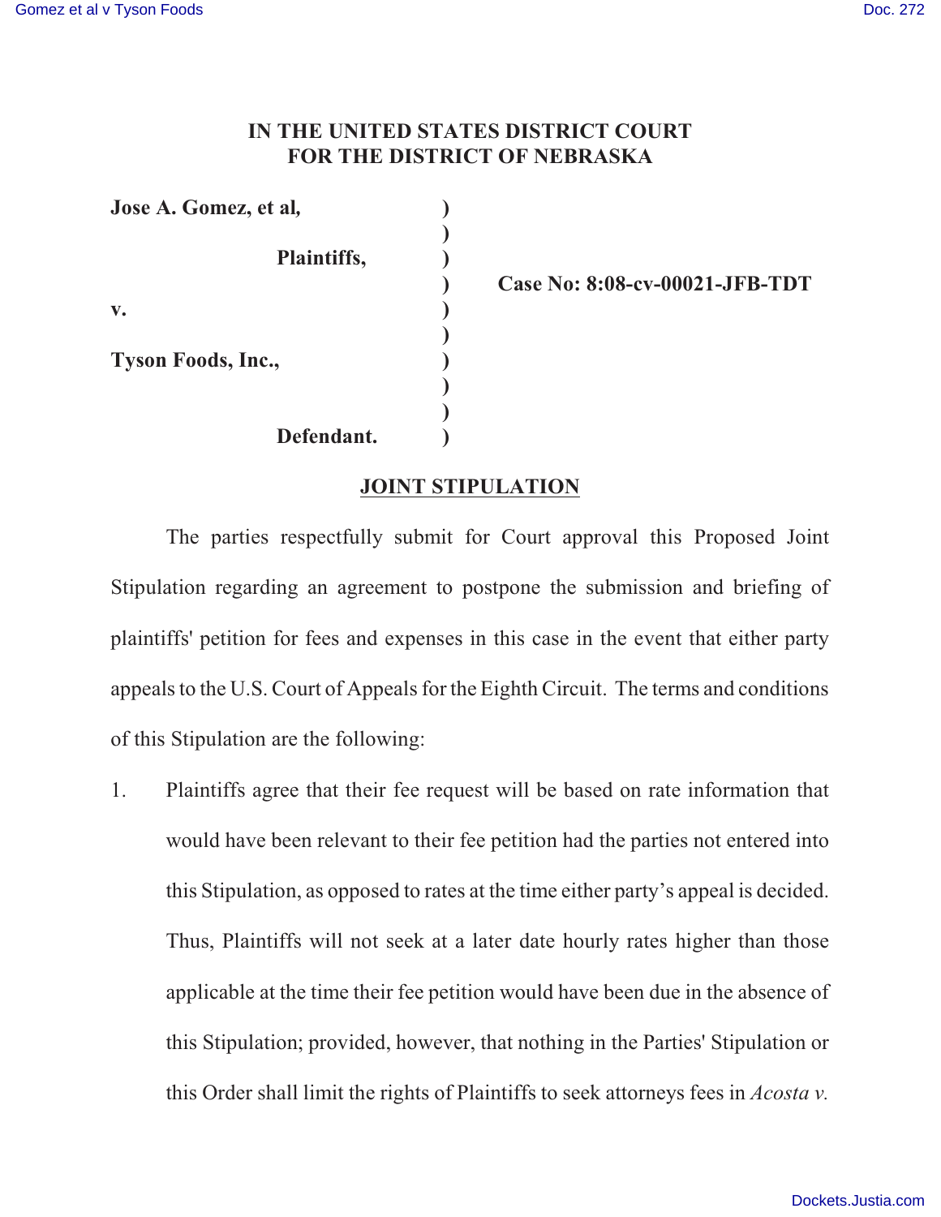# IN THE UNITED STATES DISTRICT COURT
# FOR THE DISTRICT OF NEBRASKA

**Jose A. Gomez, et al,**

**Plaintiffs,**

**v.**

**Tyson Foods, Inc.,**

**Defendant.**

**Case No: 8:08-cv-00021-JFB-TDT**

## JOINT STIPULATION

The parties respectfully submit for Court approval this Proposed Joint Stipulation regarding an agreement to postpone the submission and briefing of plaintiffs' petition for fees and expenses in this case in the event that either party appeals to the U.S. Court of Appeals for the Eighth Circuit. The terms and conditions of this Stipulation are the following:

1. Plaintiffs agree that their fee request will be based on rate information that would have been relevant to their fee petition had the parties not entered into this Stipulation, as opposed to rates at the time either party's appeal is decided. Thus, Plaintiffs will not seek at a later date hourly rates higher than those applicable at the time their fee petition would have been due in the absence of this Stipulation; provided, however, that nothing in the Parties' Stipulation or this Order shall limit the rights of Plaintiffs to seek attorneys fees in *Acosta v.*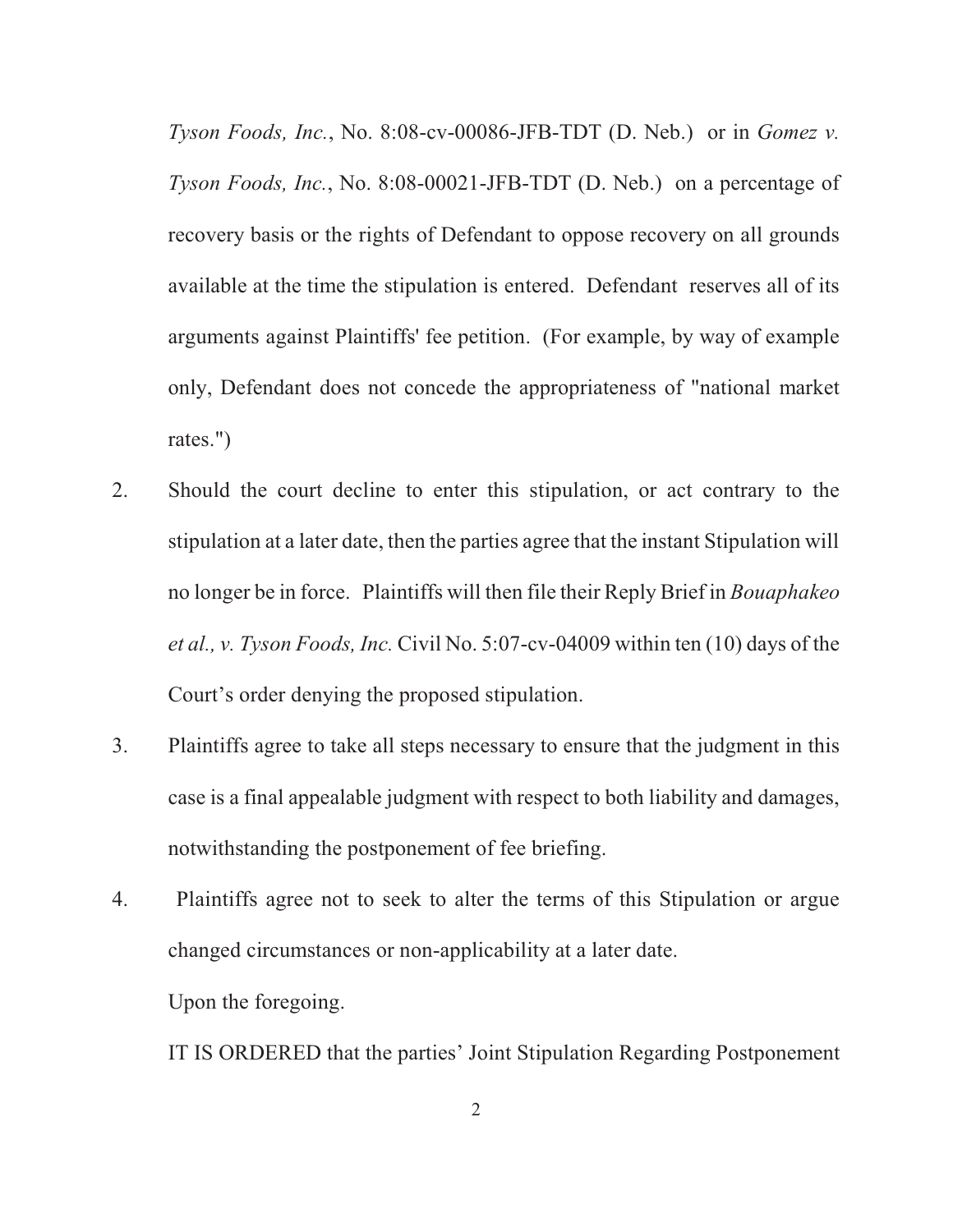*Tyson Foods, Inc.*, No. 8:08-cv-00086-JFB-TDT (D. Neb.) or in *Gomez v. Tyson Foods, Inc.*, No. 8:08-00021-JFB-TDT (D. Neb.) on a percentage of recovery basis or the rights of Defendant to oppose recovery on all grounds available at the time the stipulation is entered. Defendant reserves all of its arguments against Plaintiffs' fee petition. (For example, by way of example only, Defendant does not concede the appropriateness of "national market rates.")

2. Should the court decline to enter this stipulation, or act contrary to the stipulation at a later date, then the parties agree that the instant Stipulation will no longer be in force. Plaintiffs will then file their Reply Brief in *Bouaphakeo et al., v. Tyson Foods, Inc.* Civil No. 5:07-cv-04009 within ten (10) days of the Court's order denying the proposed stipulation.

3. Plaintiffs agree to take all steps necessary to ensure that the judgment in this case is a final appealable judgment with respect to both liability and damages, notwithstanding the postponement of fee briefing.

4. Plaintiffs agree not to seek to alter the terms of this Stipulation or argue changed circumstances or non-applicability at a later date.

Upon the foregoing.

IT IS ORDERED that the parties' Joint Stipulation Regarding Postponement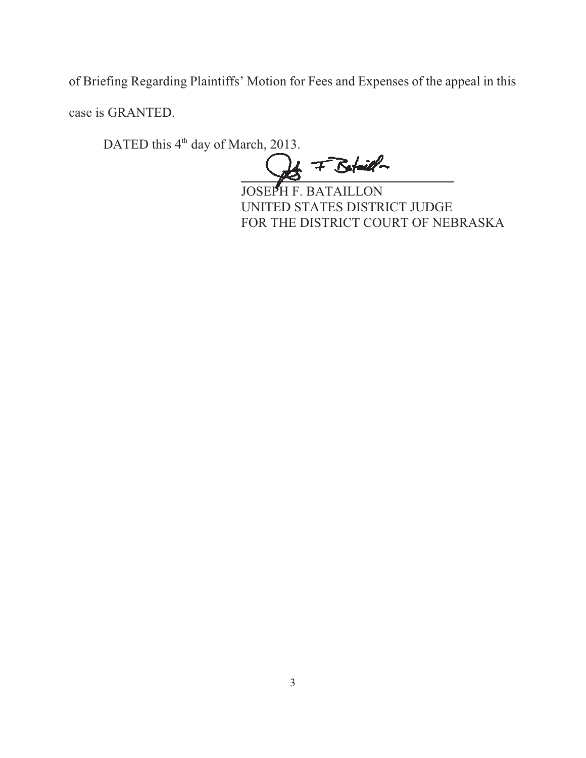of Briefing Regarding Plaintiffs' Motion for Fees and Expenses of the appeal in this case is GRANTED.

DATED this 4th day of March, 2013.

JOSEPH F. BATAILLON
UNITED STATES DISTRICT JUDGE
FOR THE DISTRICT COURT OF NEBRASKA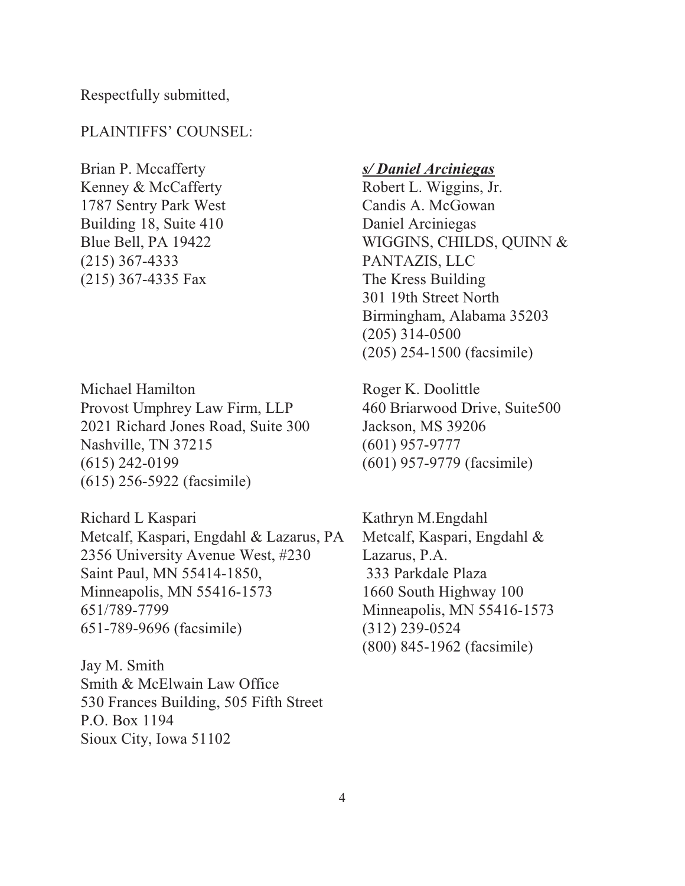Respectfully submitted,

PLAINTIFFS' COUNSEL:

Brian P. Mccafferty
Kenney & McCafferty
1787 Sentry Park West
Building 18, Suite 410
Blue Bell, PA 19422
(215) 367-4333
(215) 367-4335 Fax

***s/ Daniel Arciniegas***
Robert L. Wiggins, Jr.
Candis A. McGowan
Daniel Arciniegas
WIGGINS, CHILDS, QUINN & PANTAZIS, LLC
The Kress Building
301 19th Street North
Birmingham, Alabama 35203
(205) 314-0500
(205) 254-1500 (facsimile)

Michael Hamilton
Provost Umphrey Law Firm, LLP
2021 Richard Jones Road, Suite 300
Nashville, TN 37215
(615) 242-0199
(615) 256-5922 (facsimile)

Roger K. Doolittle
460 Briarwood Drive, Suite500
Jackson, MS 39206
(601) 957-9777
(601) 957-9779 (facsimile)

Richard L Kaspari
Metcalf, Kaspari, Engdahl & Lazarus, PA
2356 University Avenue West, #230
Saint Paul, MN 55414-1850,
Minneapolis, MN 55416-1573
651/789-7799
651-789-9696 (facsimile)

Kathryn M.Engdahl
Metcalf, Kaspari, Engdahl & Lazarus, P.A.
333 Parkdale Plaza
1660 South Highway 100
Minneapolis, MN 55416-1573
(312) 239-0524
(800) 845-1962 (facsimile)

Jay M. Smith
Smith & McElwain Law Office
530 Frances Building, 505 Fifth Street
P.O. Box 1194
Sioux City, Iowa 51102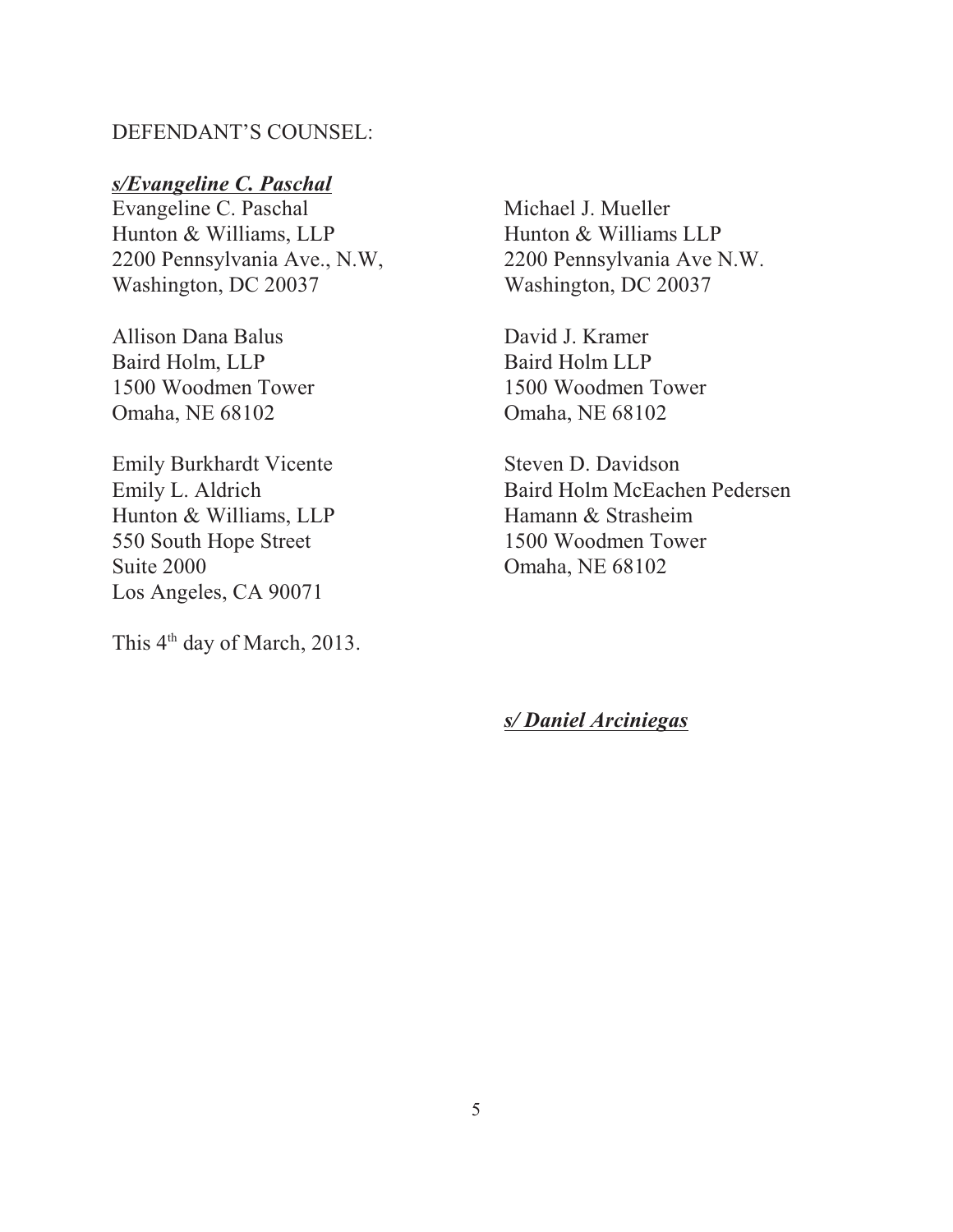DEFENDANT'S COUNSEL:

***s/Evangeline C. Paschal***
Evangeline C. Paschal
Hunton & Williams, LLP
2200 Pennsylvania Ave., N.W,
Washington, DC 20037

Michael J. Mueller
Hunton & Williams LLP
2200 Pennsylvania Ave N.W.
Washington, DC 20037

Allison Dana Balus
Baird Holm, LLP
1500 Woodmen Tower
Omaha, NE 68102

David J. Kramer
Baird Holm LLP
1500 Woodmen Tower
Omaha, NE 68102

Emily Burkhardt Vicente
Emily L. Aldrich
Hunton & Williams, LLP
550 South Hope Street
Suite 2000
Los Angeles, CA 90071

Steven D. Davidson
Baird Holm McEachen Pedersen
Hamann & Strasheim
1500 Woodmen Tower
Omaha, NE 68102

This 4th day of March, 2013.

***s/ Daniel Arciniegas***